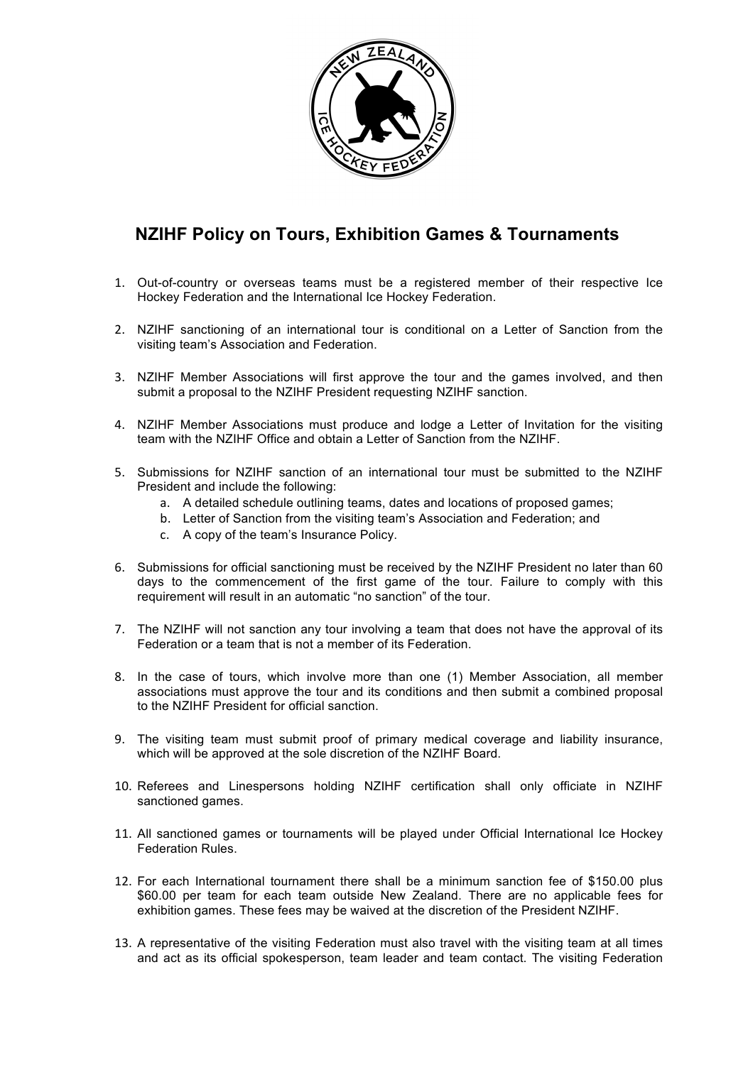# NZIHF Policy on Tours, Exhibition Games & Tournaments

1. Out-of-country or overseas teams must be a registered member of their respective Ice Hockey Federation and the International Ice Hockey Federation.

2. NZIHF sanctioning of an international tour is conditional on a Letter of Sanction from the visiting team's Association and Federation.

3. NZIHF Member Associations will first approve the tour and the games involved, and then submit a proposal to the NZIHF President requesting NZIHF sanction.

4. NZIHF Member Associations must produce and lodge a Letter of Invitation for the visiting team with the NZIHF Office and obtain a Letter of Sanction from the NZIHF.

5. Submissions for NZIHF sanction of an international tour must be submitted to the NZIHF President and include the following:
   a. A detailed schedule outlining teams, dates and locations of proposed games;
   b. Letter of Sanction from the visiting team's Association and Federation; and
   c. A copy of the team's Insurance Policy.

6. Submissions for official sanctioning must be received by the NZIHF President no later than 60 days to the commencement of the first game of the tour. Failure to comply with this requirement will result in an automatic "no sanction" of the tour.

7. The NZIHF will not sanction any tour involving a team that does not have the approval of its Federation or a team that is not a member of its Federation.

8. In the case of tours, which involve more than one (1) Member Association, all member associations must approve the tour and its conditions and then submit a combined proposal to the NZIHF President for official sanction.

9. The visiting team must submit proof of primary medical coverage and liability insurance, which will be approved at the sole discretion of the NZIHF Board.

10. Referees and Linespersons holding NZIHF certification shall only officiate in NZIHF sanctioned games.

11. All sanctioned games or tournaments will be played under Official International Ice Hockey Federation Rules.

12. For each International tournament there shall be a minimum sanction fee of $150.00 plus $60.00 per team for each team outside New Zealand. There are no applicable fees for exhibition games. These fees may be waived at the discretion of the President NZIHF.

13. A representative of the visiting Federation must also travel with the visiting team at all times and act as its official spokesperson, team leader and team contact. The visiting Federation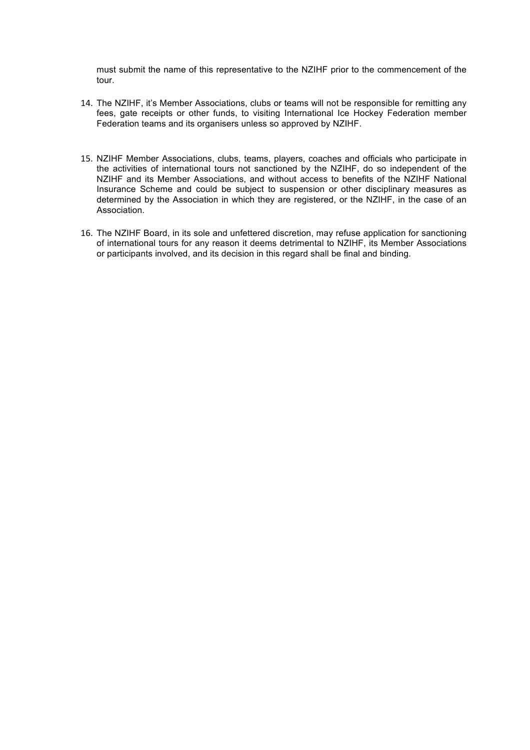must submit the name of this representative to the NZIHF prior to the commencement of the tour.

14. The NZIHF, it's Member Associations, clubs or teams will not be responsible for remitting any fees, gate receipts or other funds, to visiting International Ice Hockey Federation member Federation teams and its organisers unless so approved by NZIHF.

15. NZIHF Member Associations, clubs, teams, players, coaches and officials who participate in the activities of international tours not sanctioned by the NZIHF, do so independent of the NZIHF and its Member Associations, and without access to benefits of the NZIHF National Insurance Scheme and could be subject to suspension or other disciplinary measures as determined by the Association in which they are registered, or the NZIHF, in the case of an Association.

16. The NZIHF Board, in its sole and unfettered discretion, may refuse application for sanctioning of international tours for any reason it deems detrimental to NZIHF, its Member Associations or participants involved, and its decision in this regard shall be final and binding.